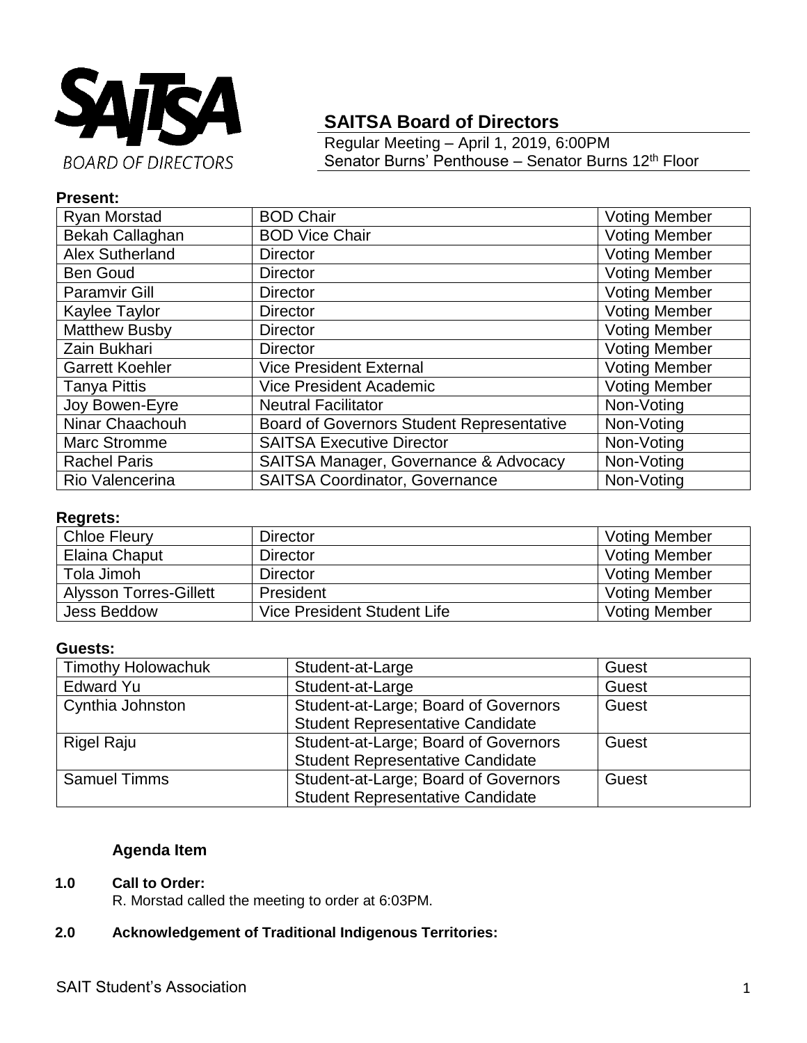SAITSA BOARD OF DIRECTORS

# SAITSA Board of Directors

Regular Meeting – April 1, 2019, 6:00PM
Senator Burns' Penthouse – Senator Burns 12th Floor

**Present:**

| | | |
|---|---|---|
| Ryan Morstad | BOD Chair | Voting Member |
| Bekah Callaghan | BOD Vice Chair | Voting Member |
| Alex Sutherland | Director | Voting Member |
| Ben Goud | Director | Voting Member |
| Paramvir Gill | Director | Voting Member |
| Kaylee Taylor | Director | Voting Member |
| Matthew Busby | Director | Voting Member |
| Zain Bukhari | Director | Voting Member |
| Garrett Koehler | Vice President External | Voting Member |
| Tanya Pittis | Vice President Academic | Voting Member |
| Joy Bowen-Eyre | Neutral Facilitator | Non-Voting |
| Ninar Chaachouh | Board of Governors Student Representative | Non-Voting |
| Marc Stromme | SAITSA Executive Director | Non-Voting |
| Rachel Paris | SAITSA Manager, Governance & Advocacy | Non-Voting |
| Rio Valencerina | SAITSA Coordinator, Governance | Non-Voting |

**Regrets:**

| | | |
|---|---|---|
| Chloe Fleury | Director | Voting Member |
| Elaina Chaput | Director | Voting Member |
| Tola Jimoh | Director | Voting Member |
| Alysson Torres-Gillett | President | Voting Member |
| Jess Beddow | Vice President Student Life | Voting Member |

**Guests:**

| | | |
|---|---|---|
| Timothy Holowachuk | Student-at-Large | Guest |
| Edward Yu | Student-at-Large | Guest |
| Cynthia Johnston | Student-at-Large; Board of Governors Student Representative Candidate | Guest |
| Rigel Raju | Student-at-Large; Board of Governors Student Representative Candidate | Guest |
| Samuel Timms | Student-at-Large; Board of Governors Student Representative Candidate | Guest |

**Agenda Item**

**1.0 Call to Order:**

R. Morstad called the meeting to order at 6:03PM.

**2.0 Acknowledgement of Traditional Indigenous Territories:**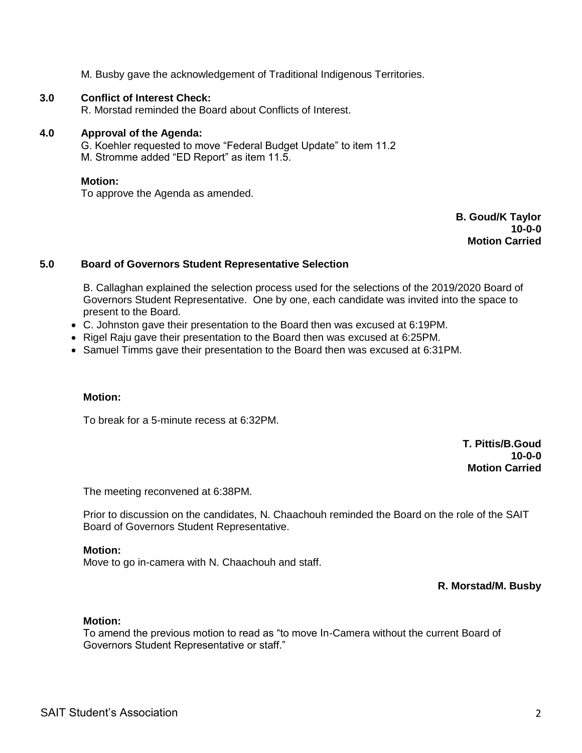M. Busby gave the acknowledgement of Traditional Indigenous Territories.

### 3.0 Conflict of Interest Check:

R. Morstad reminded the Board about Conflicts of Interest.

### 4.0 Approval of the Agenda:

G. Koehler requested to move "Federal Budget Update" to item 11.2
M. Stromme added "ED Report" as item 11.5.

**Motion:**
To approve the Agenda as amended.

**B. Goud/K Taylor**
**10-0-0**
**Motion Carried**

### 5.0 Board of Governors Student Representative Selection

B. Callaghan explained the selection process used for the selections of the 2019/2020 Board of Governors Student Representative. One by one, each candidate was invited into the space to present to the Board.

- C. Johnston gave their presentation to the Board then was excused at 6:19PM.
- Rigel Raju gave their presentation to the Board then was excused at 6:25PM.
- Samuel Timms gave their presentation to the Board then was excused at 6:31PM.

**Motion:**

To break for a 5-minute recess at 6:32PM.

**T. Pittis/B.Goud**
**10-0-0**
**Motion Carried**

The meeting reconvened at 6:38PM.

Prior to discussion on the candidates, N. Chaachouh reminded the Board on the role of the SAIT Board of Governors Student Representative.

**Motion:**
Move to go in-camera with N. Chaachouh and staff.

**R. Morstad/M. Busby**

**Motion:**
To amend the previous motion to read as "to move In-Camera without the current Board of Governors Student Representative or staff."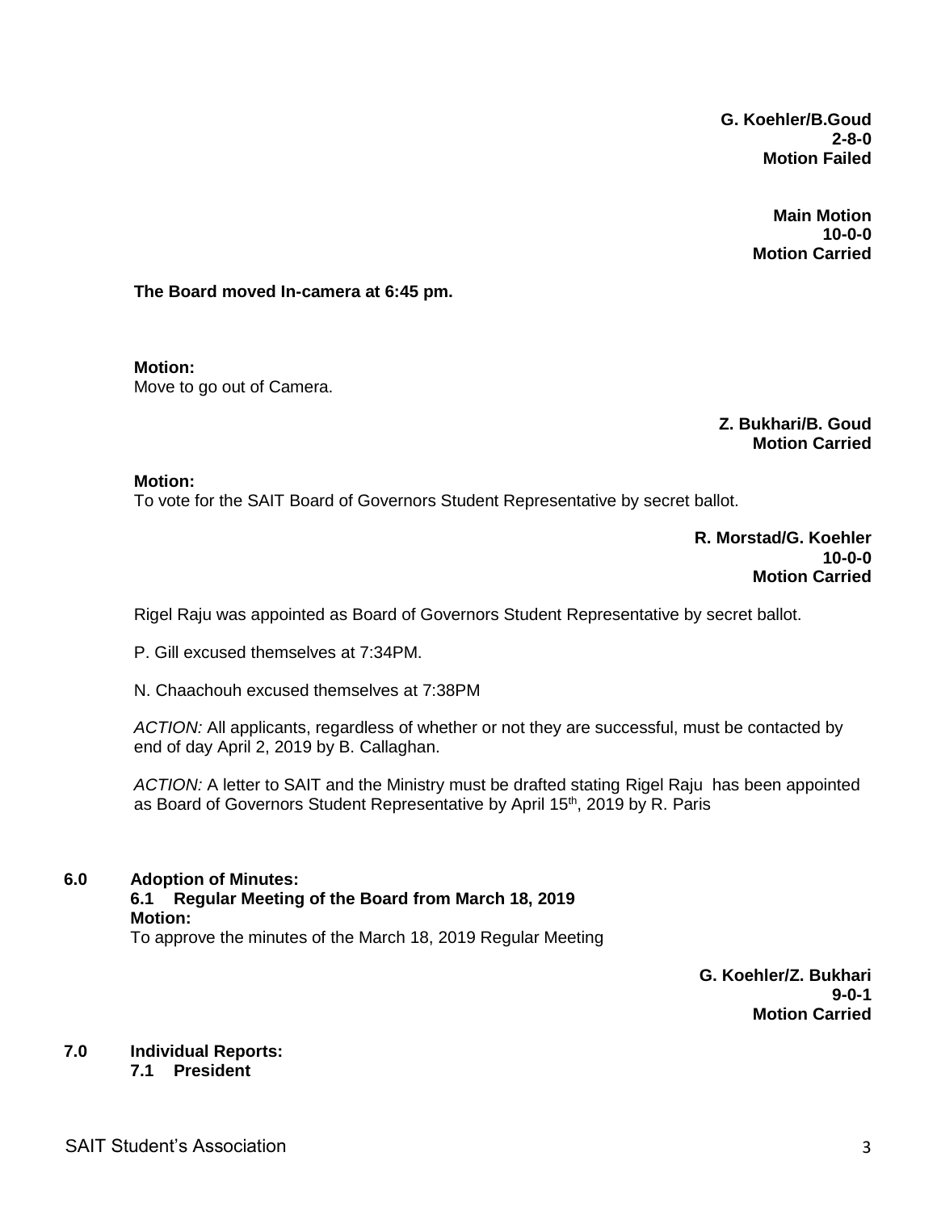**G. Koehler/B.Goud**
**2-8-0**
**Motion Failed**

**Main Motion**
**10-0-0**
**Motion Carried**

**The Board moved In-camera at 6:45 pm.**

**Motion:**
Move to go out of Camera.

**Z. Bukhari/B. Goud**
**Motion Carried**

**Motion:**
To vote for the SAIT Board of Governors Student Representative by secret ballot.

**R. Morstad/G. Koehler**
**10-0-0**
**Motion Carried**

Rigel Raju was appointed as Board of Governors Student Representative by secret ballot.

P. Gill excused themselves at 7:34PM.

N. Chaachouh excused themselves at 7:38PM

*ACTION:* All applicants, regardless of whether or not they are successful, must be contacted by end of day April 2, 2019 by B. Callaghan.

*ACTION:* A letter to SAIT and the Ministry must be drafted stating Rigel Raju has been appointed as Board of Governors Student Representative by April 15th, 2019 by R. Paris

## 6.0 Adoption of Minutes:

### 6.1 Regular Meeting of the Board from March 18, 2019

**Motion:**
To approve the minutes of the March 18, 2019 Regular Meeting

**G. Koehler/Z. Bukhari**
**9-0-1**
**Motion Carried**

## 7.0 Individual Reports:

### 7.1 President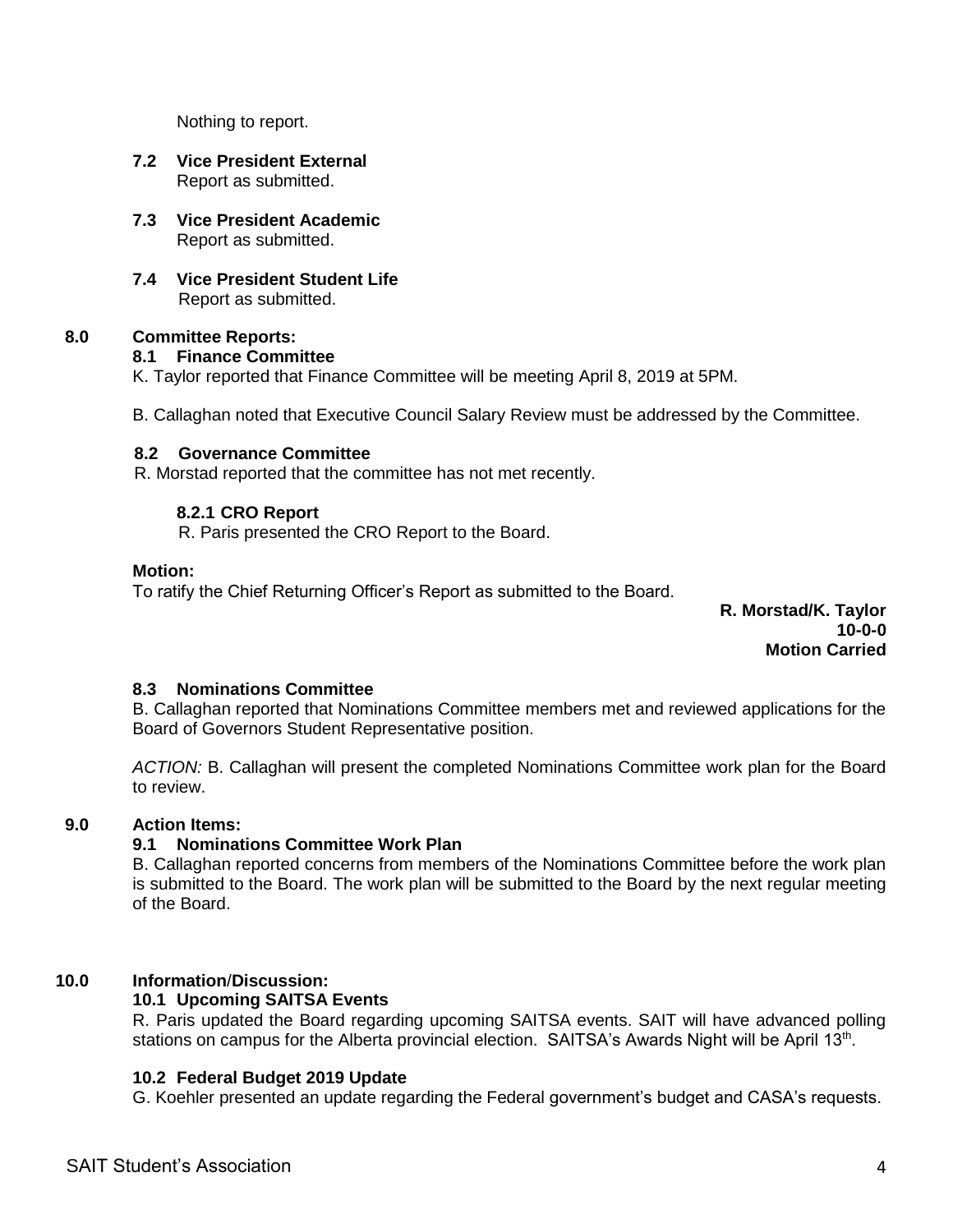Nothing to report.

**7.2 Vice President External**
Report as submitted.

**7.3 Vice President Academic**
Report as submitted.

**7.4 Vice President Student Life**
Report as submitted.

## 8.0 Committee Reports:

### 8.1 Finance Committee

K. Taylor reported that Finance Committee will be meeting April 8, 2019 at 5PM.

B. Callaghan noted that Executive Council Salary Review must be addressed by the Committee.

### 8.2 Governance Committee

R. Morstad reported that the committee has not met recently.

#### 8.2.1 CRO Report

R. Paris presented the CRO Report to the Board.

**Motion:**
To ratify the Chief Returning Officer's Report as submitted to the Board.

**R. Morstad/K. Taylor**
**10-0-0**
**Motion Carried**

### 8.3 Nominations Committee

B. Callaghan reported that Nominations Committee members met and reviewed applications for the Board of Governors Student Representative position.

*ACTION:* B. Callaghan will present the completed Nominations Committee work plan for the Board to review.

## 9.0 Action Items:

### 9.1 Nominations Committee Work Plan

B. Callaghan reported concerns from members of the Nominations Committee before the work plan is submitted to the Board. The work plan will be submitted to the Board by the next regular meeting of the Board.

## 10.0 Information/Discussion:

### 10.1 Upcoming SAITSA Events

R. Paris updated the Board regarding upcoming SAITSA events. SAIT will have advanced polling stations on campus for the Alberta provincial election. SAITSA's Awards Night will be April 13th.

### 10.2 Federal Budget 2019 Update

G. Koehler presented an update regarding the Federal government's budget and CASA's requests.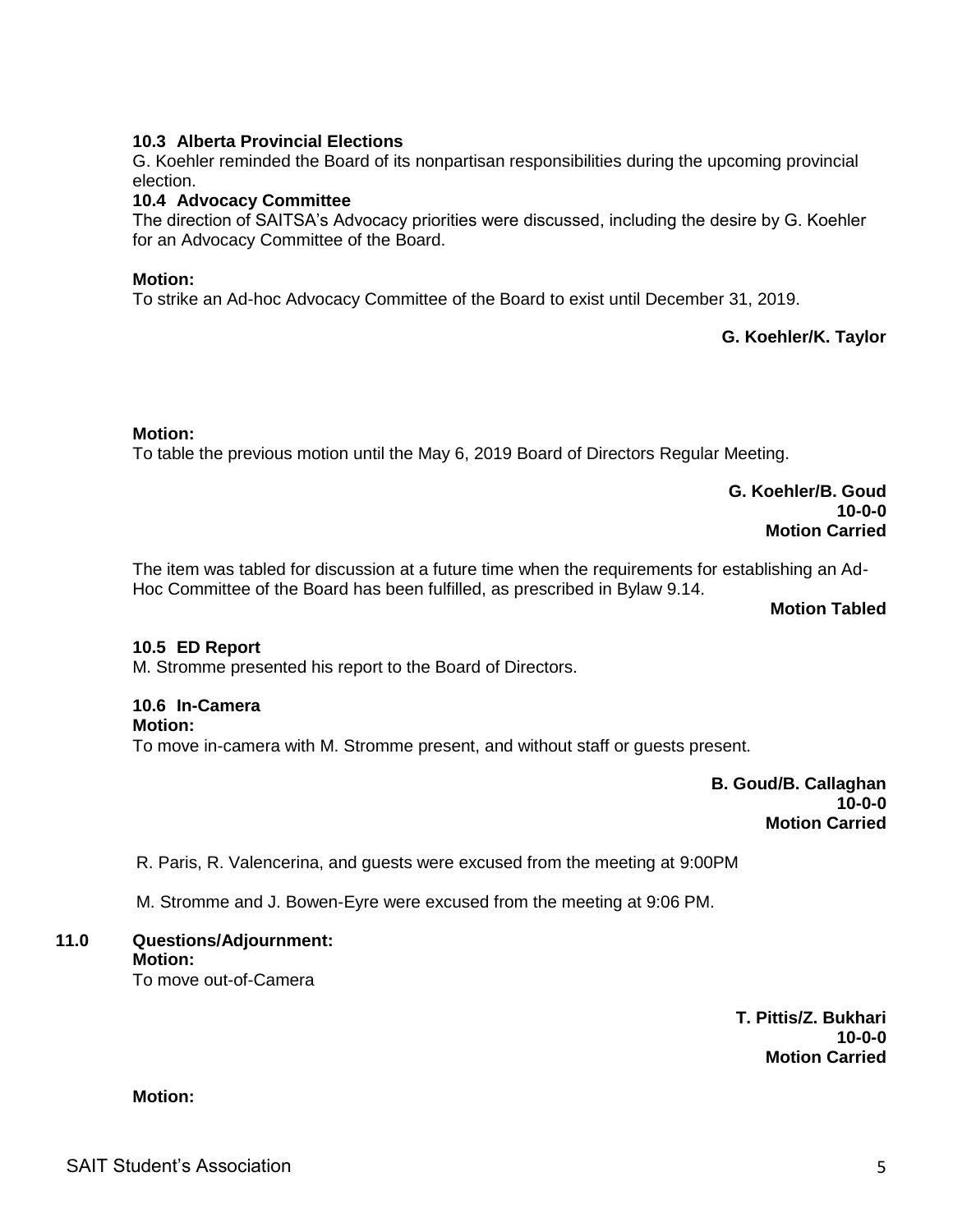### 10.3 Alberta Provincial Elections

G. Koehler reminded the Board of its nonpartisan responsibilities during the upcoming provincial election.

### 10.4 Advocacy Committee

The direction of SAITSA's Advocacy priorities were discussed, including the desire by G. Koehler for an Advocacy Committee of the Board.

**Motion:**
To strike an Ad-hoc Advocacy Committee of the Board to exist until December 31, 2019.

**G. Koehler/K. Taylor**

**Motion:**
To table the previous motion until the May 6, 2019 Board of Directors Regular Meeting.

**G. Koehler/B. Goud**
**10-0-0**
**Motion Carried**

The item was tabled for discussion at a future time when the requirements for establishing an Ad-Hoc Committee of the Board has been fulfilled, as prescribed in Bylaw 9.14.

**Motion Tabled**

### 10.5 ED Report

M. Stromme presented his report to the Board of Directors.

### 10.6 In-Camera

**Motion:**
To move in-camera with M. Stromme present, and without staff or guests present.

**B. Goud/B. Callaghan**
**10-0-0**
**Motion Carried**

R. Paris, R. Valencerina, and guests were excused from the meeting at 9:00PM

M. Stromme and J. Bowen-Eyre were excused from the meeting at 9:06 PM.

## 11.0 Questions/Adjournment:

**Motion:**
To move out-of-Camera

**T. Pittis/Z. Bukhari**
**10-0-0**
**Motion Carried**

**Motion:**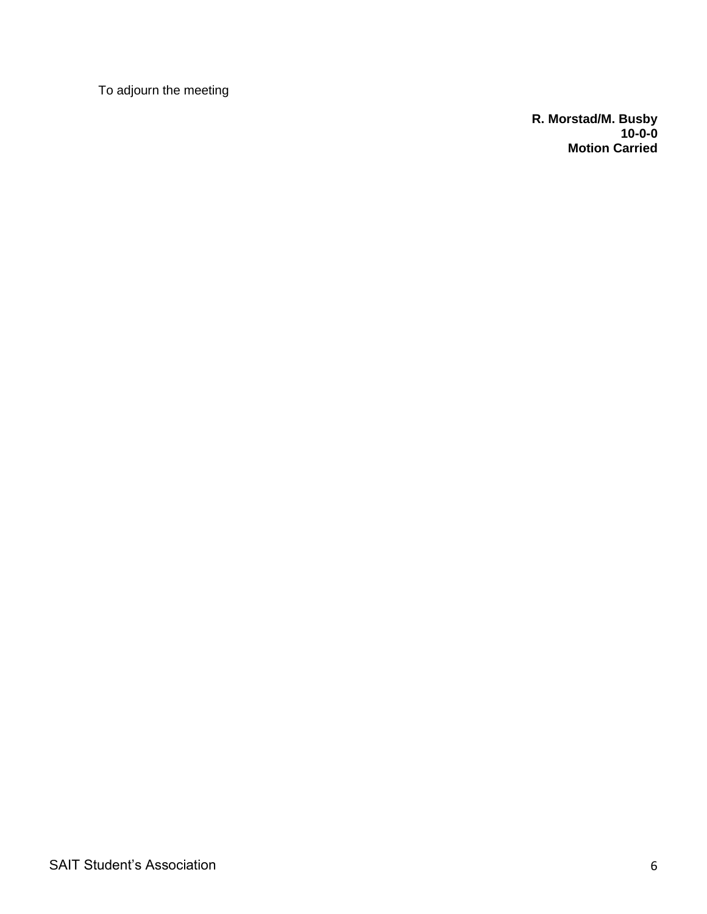To adjourn the meeting

**R. Morstad/M. Busby**
**10-0-0**
**Motion Carried**